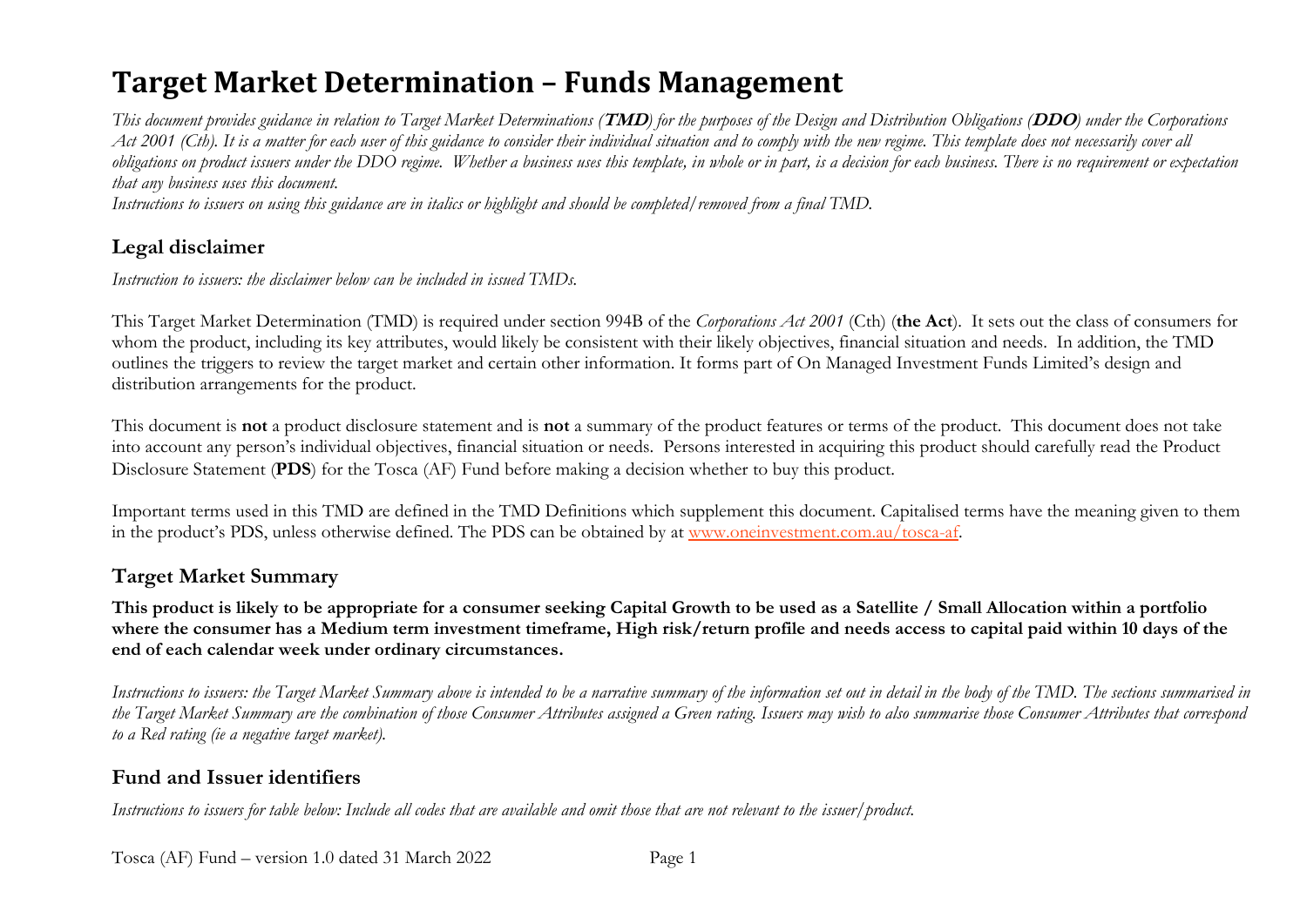# Target Market Determination – Funds Management

*This document provides guidance in relation to Target Market Determinations (**TMD**) for the purposes of the Design and Distribution Obligations (**DDO**) under the Corporations Act 2001 (Cth). It is a matter for each user of this guidance to consider their individual situation and to comply with the new regime. This template does not necessarily cover all obligations on product issuers under the DDO regime. Whether a business uses this template, in whole or in part, is a decision for each business. There is no requirement or expectation that any business uses this document.*

*Instructions to issuers on using this guidance are in italics or highlight and should be completed/removed from a final TMD.*

## Legal disclaimer

*Instruction to issuers: the disclaimer below can be included in issued TMDs.*

This Target Market Determination (TMD) is required under section 994B of the *Corporations Act 2001* (Cth) (**the Act**). It sets out the class of consumers for whom the product, including its key attributes, would likely be consistent with their likely objectives, financial situation and needs. In addition, the TMD outlines the triggers to review the target market and certain other information. It forms part of On Managed Investment Funds Limited's design and distribution arrangements for the product.

This document is **not** a product disclosure statement and is **not** a summary of the product features or terms of the product. This document does not take into account any person's individual objectives, financial situation or needs. Persons interested in acquiring this product should carefully read the Product Disclosure Statement (**PDS**) for the Tosca (AF) Fund before making a decision whether to buy this product.

Important terms used in this TMD are defined in the TMD Definitions which supplement this document. Capitalised terms have the meaning given to them in the product's PDS, unless otherwise defined. The PDS can be obtained by at [www.oneinvestment.com.au/tosca-af](www.oneinvestment.com.au/tosca-af).

## Target Market Summary

**This product is likely to be appropriate for a consumer seeking Capital Growth to be used as a Satellite / Small Allocation within a portfolio where the consumer has a Medium term investment timeframe, High risk/return profile and needs access to capital paid within 10 days of the end of each calendar week under ordinary circumstances.**

*Instructions to issuers: the Target Market Summary above is intended to be a narrative summary of the information set out in detail in the body of the TMD. The sections summarised in the Target Market Summary are the combination of those Consumer Attributes assigned a Green rating. Issuers may wish to also summarise those Consumer Attributes that correspond to a Red rating (ie a negative target market).*

## Fund and Issuer identifiers

*Instructions to issuers for table below: Include all codes that are available and omit those that are not relevant to the issuer/product.*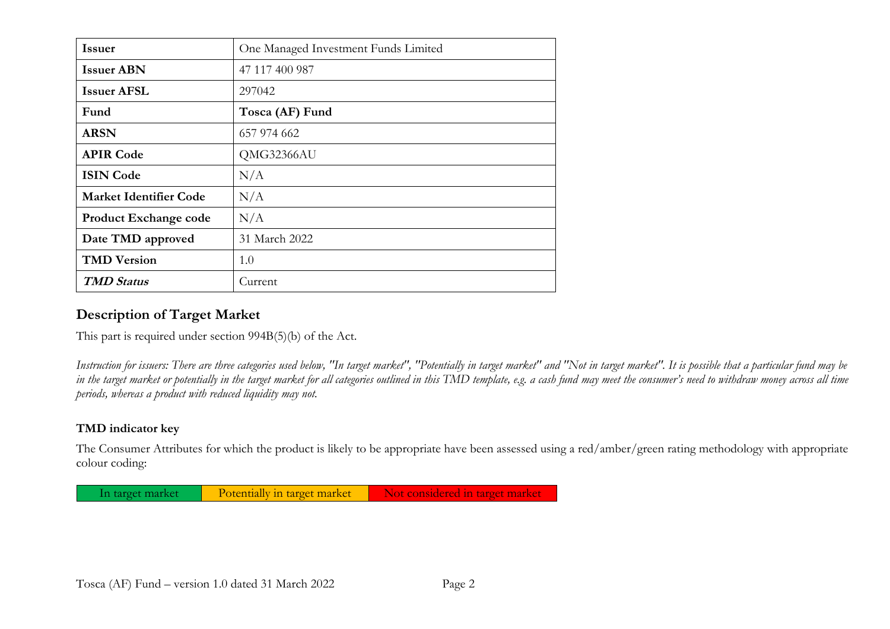| **Issuer** | One Managed Investment Funds Limited |
| --- | --- |
| **Issuer ABN** | 47 117 400 987 |
| **Issuer AFSL** | 297042 |
| **Fund** | **Tosca (AF) Fund** |
| **ARSN** | 657 974 662 |
| **APIR Code** | QMG32366AU |
| **ISIN Code** | N/A |
| **Market Identifier Code** | N/A |
| **Product Exchange code** | N/A |
| **Date TMD approved** | 31 March 2022 |
| **TMD Version** | 1.0 |
| ***TMD Status*** | Current |

## Description of Target Market

This part is required under section 994B(5)(b) of the Act.

*Instruction for issuers: There are three categories used below, "In target market", "Potentially in target market" and "Not in target market". It is possible that a particular fund may be in the target market or potentially in the target market for all categories outlined in this TMD template, e.g. a cash fund may meet the consumer's need to withdraw money across all time periods, whereas a product with reduced liquidity may not.*

### TMD indicator key

The Consumer Attributes for which the product is likely to be appropriate have been assessed using a red/amber/green rating methodology with appropriate colour coding:

| In target market | Potentially in target market | Not considered in target market |
| --- | --- | --- |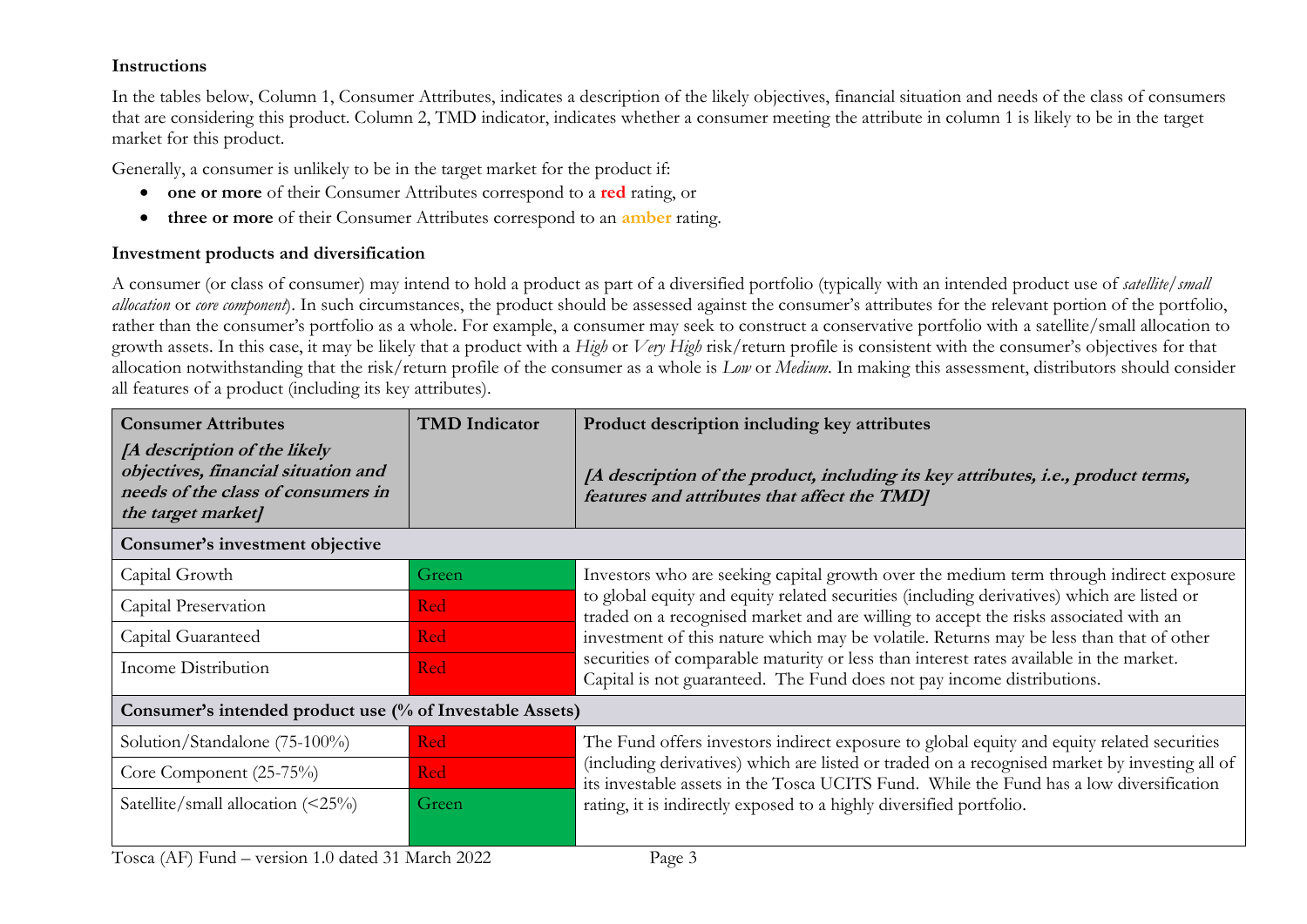**Instructions**

In the tables below, Column 1, Consumer Attributes, indicates a description of the likely objectives, financial situation and needs of the class of consumers that are considering this product. Column 2, TMD indicator, indicates whether a consumer meeting the attribute in column 1 is likely to be in the target market for this product.

Generally, a consumer is unlikely to be in the target market for the product if:

- **one or more** of their Consumer Attributes correspond to a **red** rating, or
- **three or more** of their Consumer Attributes correspond to an **amber** rating.

**Investment products and diversification**

A consumer (or class of consumer) may intend to hold a product as part of a diversified portfolio (typically with an intended product use of *satellite/small allocation* or *core component*). In such circumstances, the product should be assessed against the consumer's attributes for the relevant portion of the portfolio, rather than the consumer's portfolio as a whole. For example, a consumer may seek to construct a conservative portfolio with a satellite/small allocation to growth assets. In this case, it may be likely that a product with a *High* or *Very High* risk/return profile is consistent with the consumer's objectives for that allocation notwithstanding that the risk/return profile of the consumer as a whole is *Low* or *Medium*. In making this assessment, distributors should consider all features of a product (including its key attributes).

| **Consumer Attributes** ***[A description of the likely objectives, financial situation and needs of the class of consumers in the target market]*** | **TMD Indicator** | **Product description including key attributes** ***[A description of the product, including its key attributes, i.e., product terms, features and attributes that affect the TMD]*** |
|---|---|---|
| **Consumer's investment objective** | | |
| Capital Growth | Green | Investors who are seeking capital growth over the medium term through indirect exposure to global equity and equity related securities (including derivatives) which are listed or traded on a recognised market and are willing to accept the risks associated with an investment of this nature which may be volatile. Returns may be less than that of other securities of comparable maturity or less than interest rates available in the market. Capital is not guaranteed. The Fund does not pay income distributions. |
| Capital Preservation | Red | |
| Capital Guaranteed | Red | |
| Income Distribution | Red | |
| **Consumer's intended product use (% of Investable Assets)** | | |
| Solution/Standalone (75-100%) | Red | The Fund offers investors indirect exposure to global equity and equity related securities (including derivatives) which are listed or traded on a recognised market by investing all of its investable assets in the Tosca UCITS Fund. While the Fund has a low diversification rating, it is indirectly exposed to a highly diversified portfolio. |
| Core Component (25-75%) | Red | |
| Satellite/small allocation (<25%) | Green | |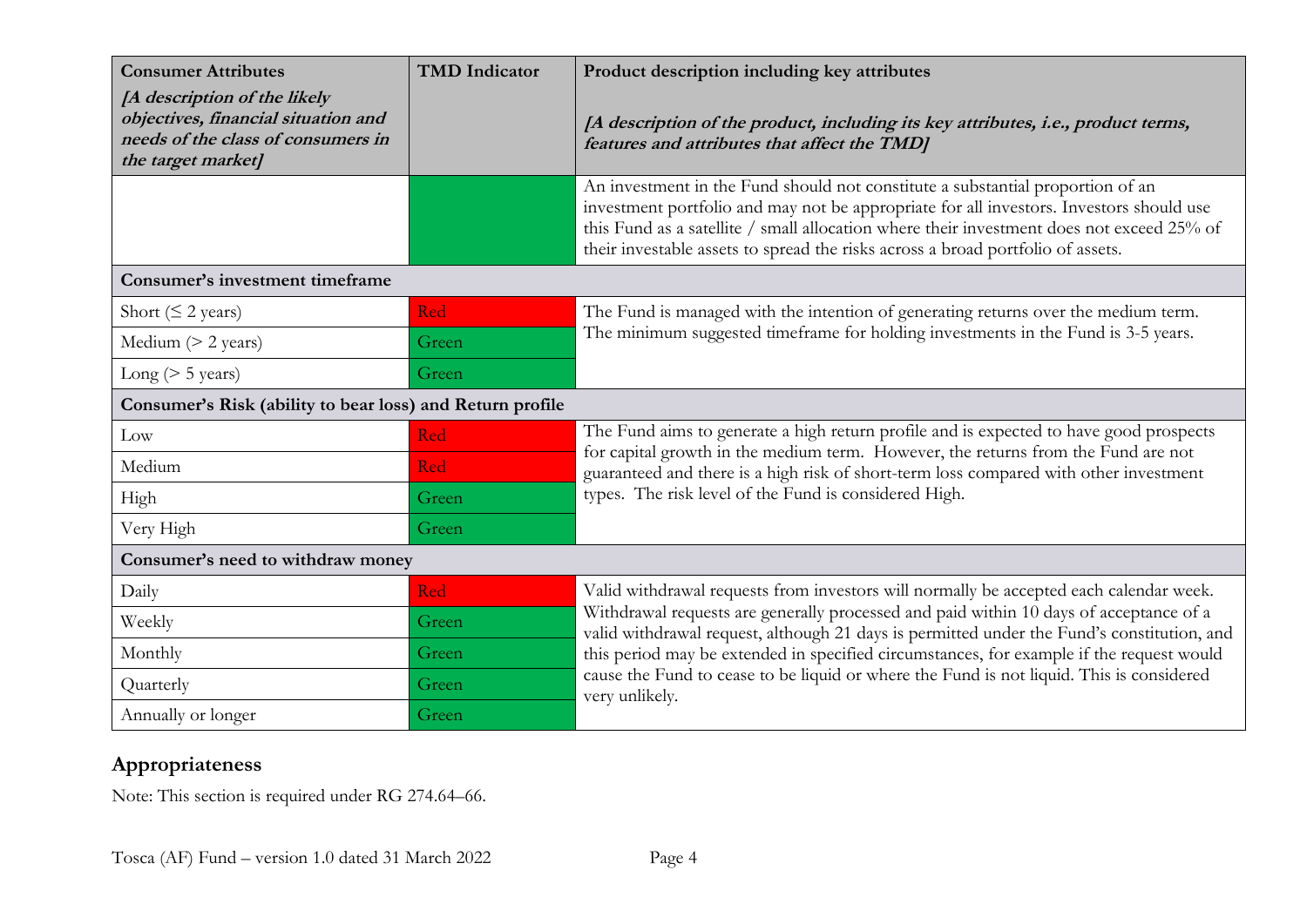| **Consumer Attributes** *[A description of the likely objectives, financial situation and needs of the class of consumers in the target market]* | **TMD Indicator** | **Product description including key attributes** *[A description of the product, including its key attributes, i.e., product terms, features and attributes that affect the TMD]* |
|---|---|---|
| | Green | An investment in the Fund should not constitute a substantial proportion of an investment portfolio and may not be appropriate for all investors. Investors should use this Fund as a satellite / small allocation where their investment does not exceed 25% of their investable assets to spread the risks across a broad portfolio of assets. |
| **Consumer's investment timeframe** | | |
| Short (≤ 2 years) | Red | The Fund is managed with the intention of generating returns over the medium term. The minimum suggested timeframe for holding investments in the Fund is 3-5 years. |
| Medium (> 2 years) | Green | |
| Long (> 5 years) | Green | |
| **Consumer's Risk (ability to bear loss) and Return profile** | | |
| Low | Red | The Fund aims to generate a high return profile and is expected to have good prospects for capital growth in the medium term. However, the returns from the Fund are not guaranteed and there is a high risk of short-term loss compared with other investment types. The risk level of the Fund is considered High. |
| Medium | Red | |
| High | Green | |
| Very High | Green | |
| **Consumer's need to withdraw money** | | |
| Daily | Red | Valid withdrawal requests from investors will normally be accepted each calendar week. Withdrawal requests are generally processed and paid within 10 days of acceptance of a valid withdrawal request, although 21 days is permitted under the Fund's constitution, and this period may be extended in specified circumstances, for example if the request would cause the Fund to cease to be liquid or where the Fund is not liquid. This is considered very unlikely. |
| Weekly | Green | |
| Monthly | Green | |
| Quarterly | Green | |
| Annually or longer | Green | |

## Appropriateness

Note: This section is required under RG 274.64–66.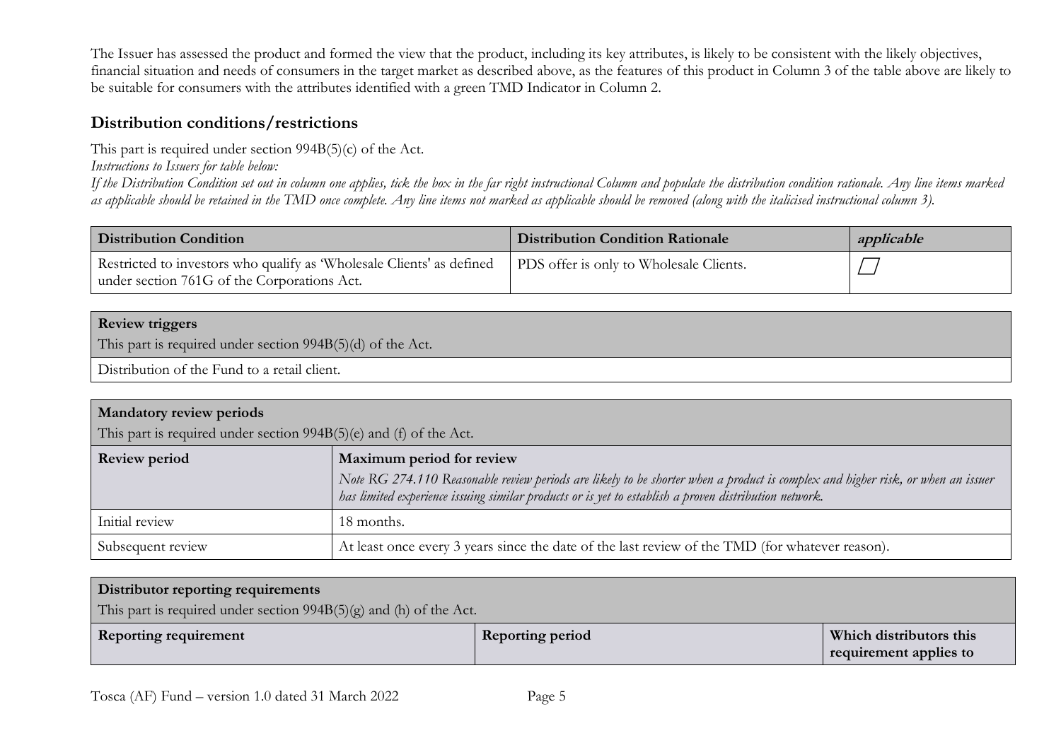The Issuer has assessed the product and formed the view that the product, including its key attributes, is likely to be consistent with the likely objectives, financial situation and needs of consumers in the target market as described above, as the features of this product in Column 3 of the table above are likely to be suitable for consumers with the attributes identified with a green TMD Indicator in Column 2.

## Distribution conditions/restrictions

This part is required under section 994B(5)(c) of the Act.

*Instructions to Issuers for table below:*

*If the Distribution Condition set out in column one applies, tick the box in the far right instructional Column and populate the distribution condition rationale. Any line items marked as applicable should be retained in the TMD once complete. Any line items not marked as applicable should be removed (along with the italicised instructional column 3).*

| Distribution Condition | Distribution Condition Rationale | *applicable* |
|---|---|---|
| Restricted to investors who qualify as 'Wholesale Clients' as defined under section 761G of the Corporations Act. | PDS offer is only to Wholesale Clients. | ☐ |

| **Review triggers**<br>This part is required under section 994B(5)(d) of the Act. |
|---|
| Distribution of the Fund to a retail client. |

| **Mandatory review periods**<br>This part is required under section 994B(5)(e) and (f) of the Act. | |
|---|---|
| **Review period** | **Maximum period for review**<br>*Note RG 274.110 Reasonable review periods are likely to be shorter when a product is complex and higher risk, or when an issuer has limited experience issuing similar products or is yet to establish a proven distribution network.* |
| Initial review | 18 months. |
| Subsequent review | At least once every 3 years since the date of the last review of the TMD (for whatever reason). |

| **Distributor reporting requirements**<br>This part is required under section 994B(5)(g) and (h) of the Act. | | |
|---|---|---|
| **Reporting requirement** | **Reporting period** | **Which distributors this requirement applies to** |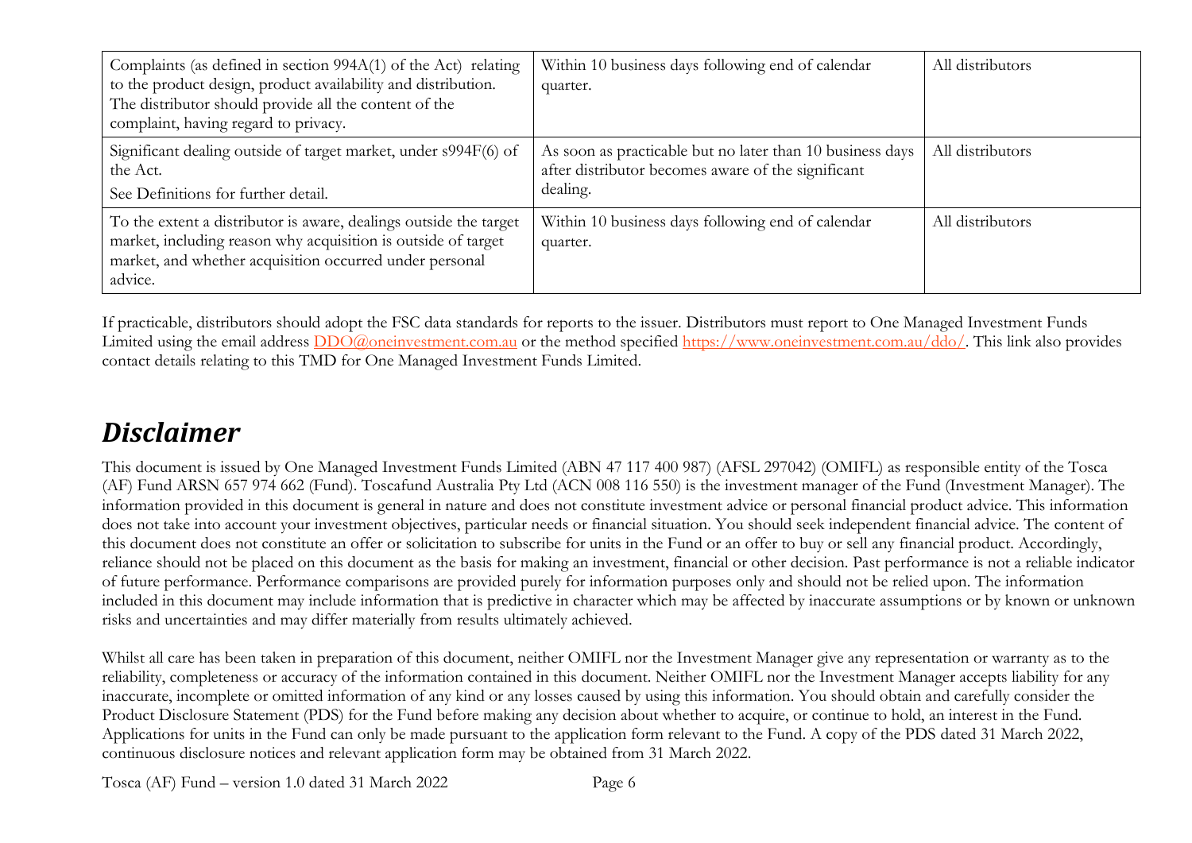| Complaints (as defined in section 994A(1) of the Act) relating to the product design, product availability and distribution. The distributor should provide all the content of the complaint, having regard to privacy. | Within 10 business days following end of calendar quarter. | All distributors |
|---|---|---|
| Significant dealing outside of target market, under s994F(6) of the Act.<br>See Definitions for further detail. | As soon as practicable but no later than 10 business days after distributor becomes aware of the significant dealing. | All distributors |
| To the extent a distributor is aware, dealings outside the target market, including reason why acquisition is outside of target market, and whether acquisition occurred under personal advice. | Within 10 business days following end of calendar quarter. | All distributors |

If practicable, distributors should adopt the FSC data standards for reports to the issuer. Distributors must report to One Managed Investment Funds Limited using the email address DDO@oneinvestment.com.au or the method specified https://www.oneinvestment.com.au/ddo/. This link also provides contact details relating to this TMD for One Managed Investment Funds Limited.

# *Disclaimer*

This document is issued by One Managed Investment Funds Limited (ABN 47 117 400 987) (AFSL 297042) (OMIFL) as responsible entity of the Tosca (AF) Fund ARSN 657 974 662 (Fund). Toscafund Australia Pty Ltd (ACN 008 116 550) is the investment manager of the Fund (Investment Manager). The information provided in this document is general in nature and does not constitute investment advice or personal financial product advice. This information does not take into account your investment objectives, particular needs or financial situation. You should seek independent financial advice. The content of this document does not constitute an offer or solicitation to subscribe for units in the Fund or an offer to buy or sell any financial product. Accordingly, reliance should not be placed on this document as the basis for making an investment, financial or other decision. Past performance is not a reliable indicator of future performance. Performance comparisons are provided purely for information purposes only and should not be relied upon. The information included in this document may include information that is predictive in character which may be affected by inaccurate assumptions or by known or unknown risks and uncertainties and may differ materially from results ultimately achieved.

Whilst all care has been taken in preparation of this document, neither OMIFL nor the Investment Manager give any representation or warranty as to the reliability, completeness or accuracy of the information contained in this document. Neither OMIFL nor the Investment Manager accepts liability for any inaccurate, incomplete or omitted information of any kind or any losses caused by using this information. You should obtain and carefully consider the Product Disclosure Statement (PDS) for the Fund before making any decision about whether to acquire, or continue to hold, an interest in the Fund. Applications for units in the Fund can only be made pursuant to the application form relevant to the Fund. A copy of the PDS dated 31 March 2022, continuous disclosure notices and relevant application form may be obtained from 31 March 2022.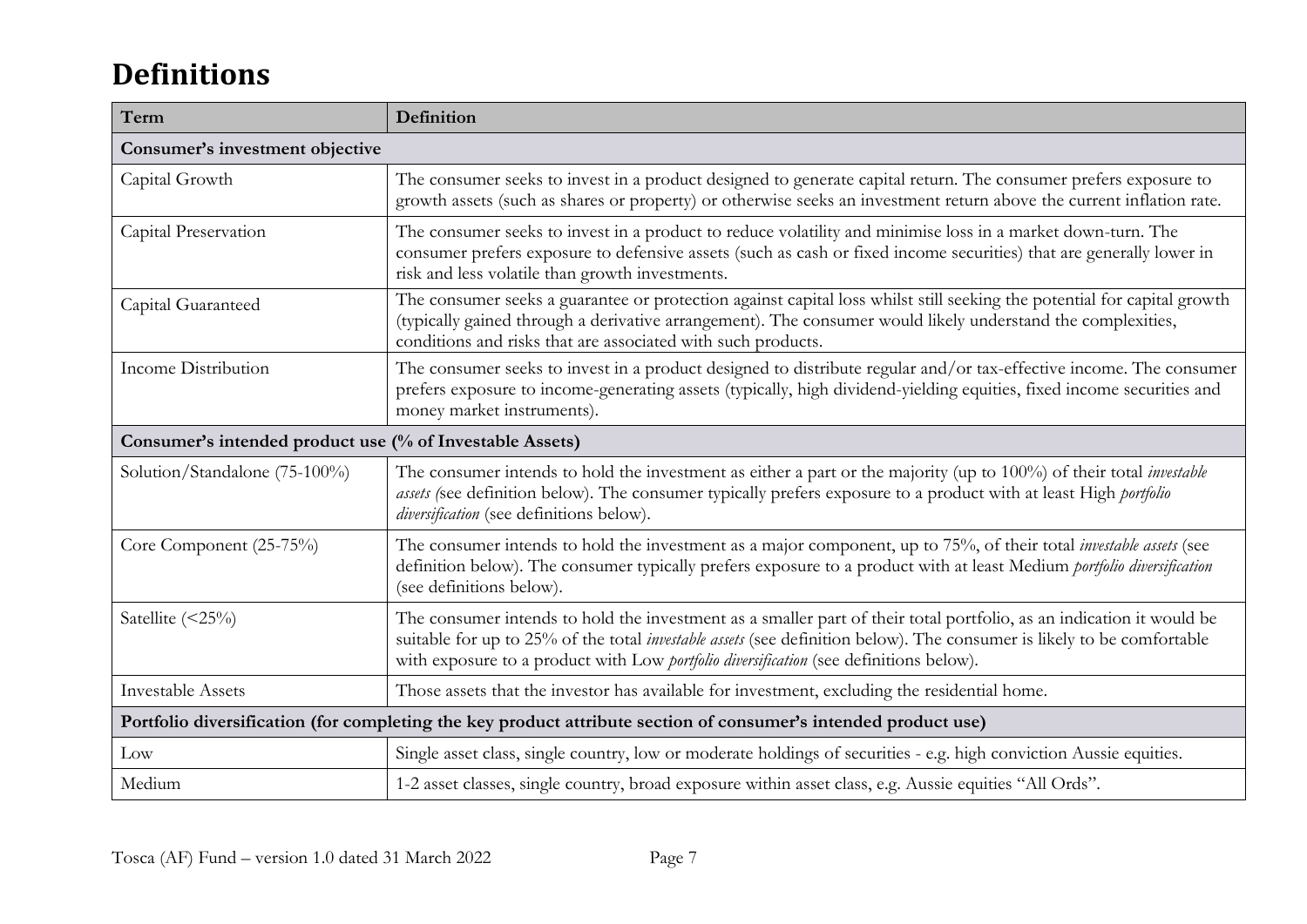# Definitions

| Term | Definition |
|---|---|
| **Consumer's investment objective** | |
| Capital Growth | The consumer seeks to invest in a product designed to generate capital return. The consumer prefers exposure to growth assets (such as shares or property) or otherwise seeks an investment return above the current inflation rate. |
| Capital Preservation | The consumer seeks to invest in a product to reduce volatility and minimise loss in a market down-turn. The consumer prefers exposure to defensive assets (such as cash or fixed income securities) that are generally lower in risk and less volatile than growth investments. |
| Capital Guaranteed | The consumer seeks a guarantee or protection against capital loss whilst still seeking the potential for capital growth (typically gained through a derivative arrangement). The consumer would likely understand the complexities, conditions and risks that are associated with such products. |
| Income Distribution | The consumer seeks to invest in a product designed to distribute regular and/or tax-effective income. The consumer prefers exposure to income-generating assets (typically, high dividend-yielding equities, fixed income securities and money market instruments). |
| **Consumer's intended product use (% of Investable Assets)** | |
| Solution/Standalone (75-100%) | The consumer intends to hold the investment as either a part or the majority (up to 100%) of their total *investable assets (*see definition below). The consumer typically prefers exposure to a product with at least High *portfolio diversification* (see definitions below). |
| Core Component (25-75%) | The consumer intends to hold the investment as a major component, up to 75%, of their total *investable assets* (see definition below). The consumer typically prefers exposure to a product with at least Medium *portfolio diversification* (see definitions below). |
| Satellite (<25%) | The consumer intends to hold the investment as a smaller part of their total portfolio, as an indication it would be suitable for up to 25% of the total *investable assets* (see definition below). The consumer is likely to be comfortable with exposure to a product with Low *portfolio diversification* (see definitions below). |
| Investable Assets | Those assets that the investor has available for investment, excluding the residential home. |
| **Portfolio diversification (for completing the key product attribute section of consumer's intended product use)** | |
| Low | Single asset class, single country, low or moderate holdings of securities - e.g. high conviction Aussie equities. |
| Medium | 1-2 asset classes, single country, broad exposure within asset class, e.g. Aussie equities "All Ords". |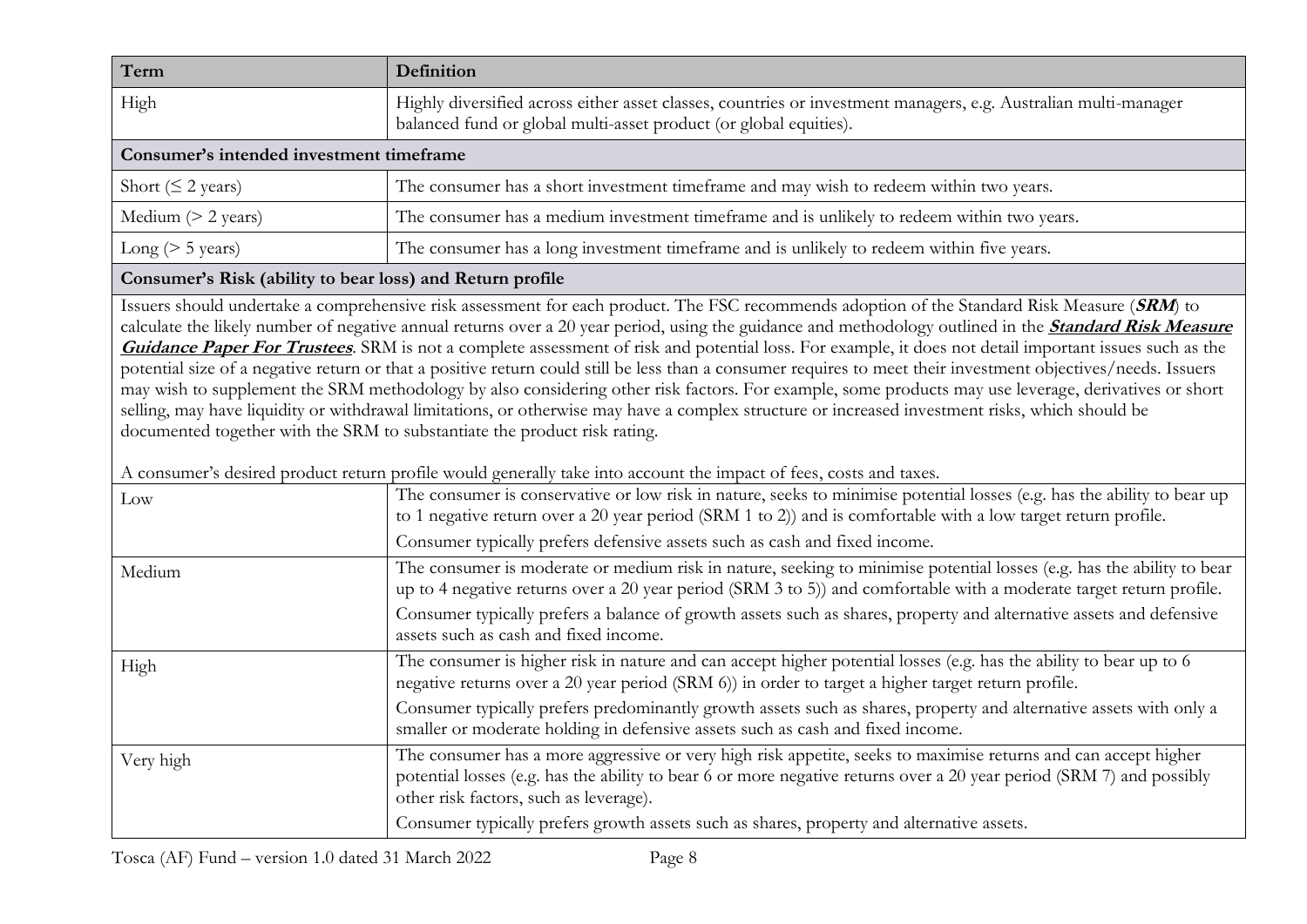| Term | Definition |
|---|---|
| High | Highly diversified across either asset classes, countries or investment managers, e.g. Australian multi-manager balanced fund or global multi-asset product (or global equities). |
| **Consumer's intended investment timeframe** | |
| Short (≤ 2 years) | The consumer has a short investment timeframe and may wish to redeem within two years. |
| Medium (> 2 years) | The consumer has a medium investment timeframe and is unlikely to redeem within two years. |
| Long (> 5 years) | The consumer has a long investment timeframe and is unlikely to redeem within five years. |
| **Consumer's Risk (ability to bear loss) and Return profile** | |
| Issuers should undertake a comprehensive risk assessment for each product. The FSC recommends adoption of the Standard Risk Measure (***SRM***) to calculate the likely number of negative annual returns over a 20 year period, using the guidance and methodology outlined in the ***Standard Risk Measure Guidance Paper For Trustees***. SRM is not a complete assessment of risk and potential loss. For example, it does not detail important issues such as the potential size of a negative return or that a positive return could still be less than a consumer requires to meet their investment objectives/needs. Issuers may wish to supplement the SRM methodology by also considering other risk factors. For example, some products may use leverage, derivatives or short selling, may have liquidity or withdrawal limitations, or otherwise may have a complex structure or increased investment risks, which should be documented together with the SRM to substantiate the product risk rating. <br><br> A consumer's desired product return profile would generally take into account the impact of fees, costs and taxes. | |
| Low | The consumer is conservative or low risk in nature, seeks to minimise potential losses (e.g. has the ability to bear up to 1 negative return over a 20 year period (SRM 1 to 2)) and is comfortable with a low target return profile. <br> Consumer typically prefers defensive assets such as cash and fixed income. |
| Medium | The consumer is moderate or medium risk in nature, seeking to minimise potential losses (e.g. has the ability to bear up to 4 negative returns over a 20 year period (SRM 3 to 5)) and comfortable with a moderate target return profile. <br> Consumer typically prefers a balance of growth assets such as shares, property and alternative assets and defensive assets such as cash and fixed income. |
| High | The consumer is higher risk in nature and can accept higher potential losses (e.g. has the ability to bear up to 6 negative returns over a 20 year period (SRM 6)) in order to target a higher target return profile. <br> Consumer typically prefers predominantly growth assets such as shares, property and alternative assets with only a smaller or moderate holding in defensive assets such as cash and fixed income. |
| Very high | The consumer has a more aggressive or very high risk appetite, seeks to maximise returns and can accept higher potential losses (e.g. has the ability to bear 6 or more negative returns over a 20 year period (SRM 7) and possibly other risk factors, such as leverage). <br> Consumer typically prefers growth assets such as shares, property and alternative assets. |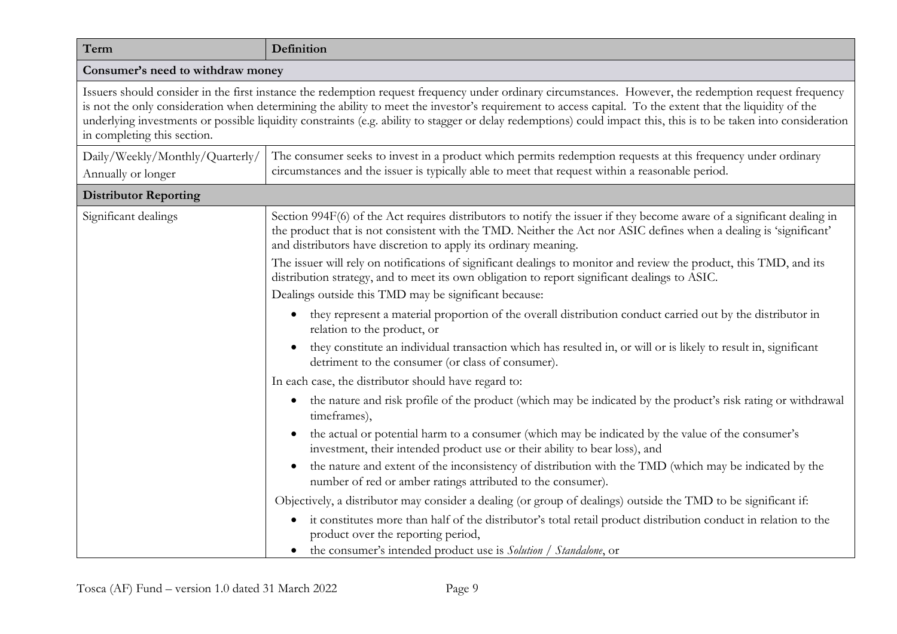| Term | Definition |
| --- | --- |
| **Consumer's need to withdraw money** | |
| Issuers should consider in the first instance the redemption request frequency under ordinary circumstances. However, the redemption request frequency is not the only consideration when determining the ability to meet the investor's requirement to access capital. To the extent that the liquidity of the underlying investments or possible liquidity constraints (e.g. ability to stagger or delay redemptions) could impact this, this is to be taken into consideration in completing this section. | |
| Daily/Weekly/Monthly/Quarterly/ Annually or longer | The consumer seeks to invest in a product which permits redemption requests at this frequency under ordinary circumstances and the issuer is typically able to meet that request within a reasonable period. |
| **Distributor Reporting** | |
| Significant dealings | Section 994F(6) of the Act requires distributors to notify the issuer if they become aware of a significant dealing in the product that is not consistent with the TMD. Neither the Act nor ASIC defines when a dealing is 'significant' and distributors have discretion to apply its ordinary meaning.<br><br>The issuer will rely on notifications of significant dealings to monitor and review the product, this TMD, and its distribution strategy, and to meet its own obligation to report significant dealings to ASIC.<br><br>Dealings outside this TMD may be significant because:<br>• they represent a material proportion of the overall distribution conduct carried out by the distributor in relation to the product, or<br>• they constitute an individual transaction which has resulted in, or will or is likely to result in, significant detriment to the consumer (or class of consumer).<br><br>In each case, the distributor should have regard to:<br>• the nature and risk profile of the product (which may be indicated by the product's risk rating or withdrawal timeframes),<br>• the actual or potential harm to a consumer (which may be indicated by the value of the consumer's investment, their intended product use or their ability to bear loss), and<br>• the nature and extent of the inconsistency of distribution with the TMD (which may be indicated by the number of red or amber ratings attributed to the consumer).<br><br>Objectively, a distributor may consider a dealing (or group of dealings) outside the TMD to be significant if:<br>• it constitutes more than half of the distributor's total retail product distribution conduct in relation to the product over the reporting period,<br>• the consumer's intended product use is *Solution / Standalone*, or |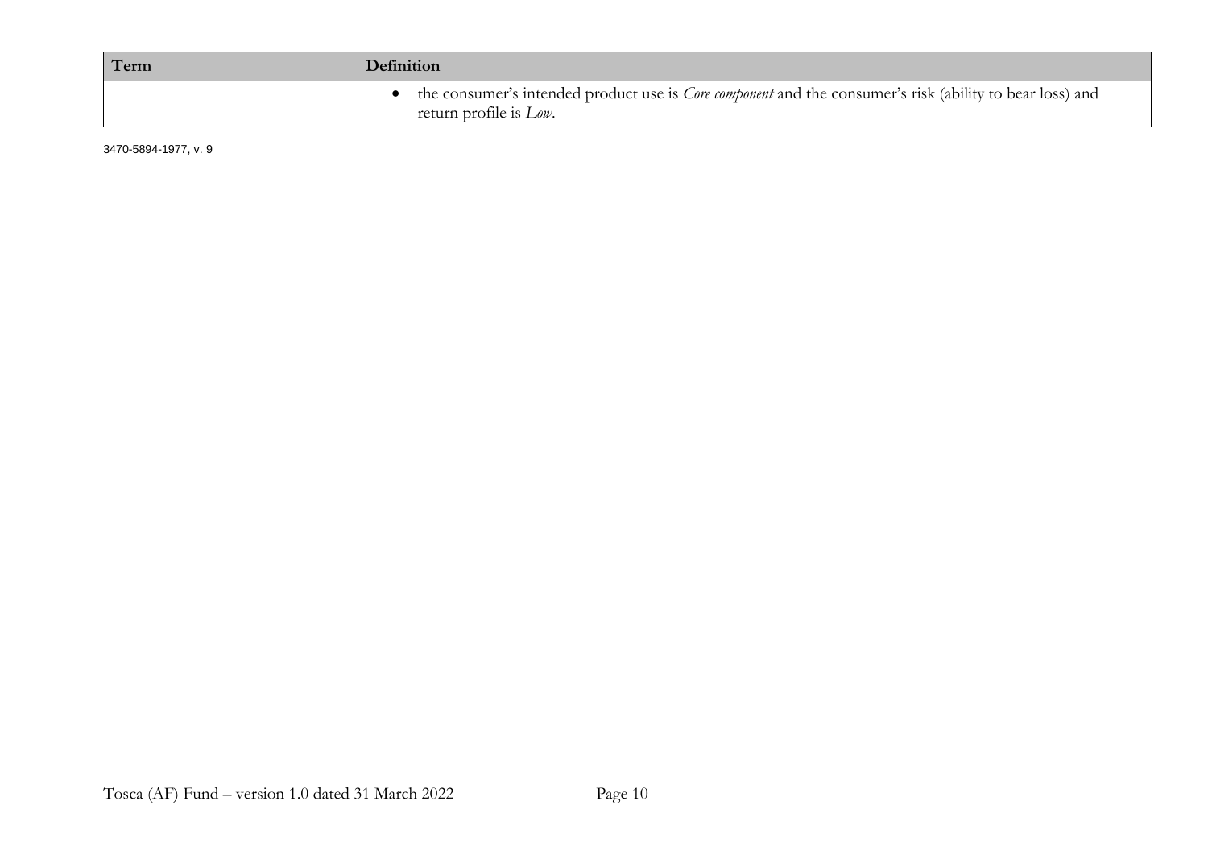| Term | Definition |
|---|---|
| | • the consumer's intended product use is *Core component* and the consumer's risk (ability to bear loss) and return profile is *Low*. |

3470-5894-1977, v. 9